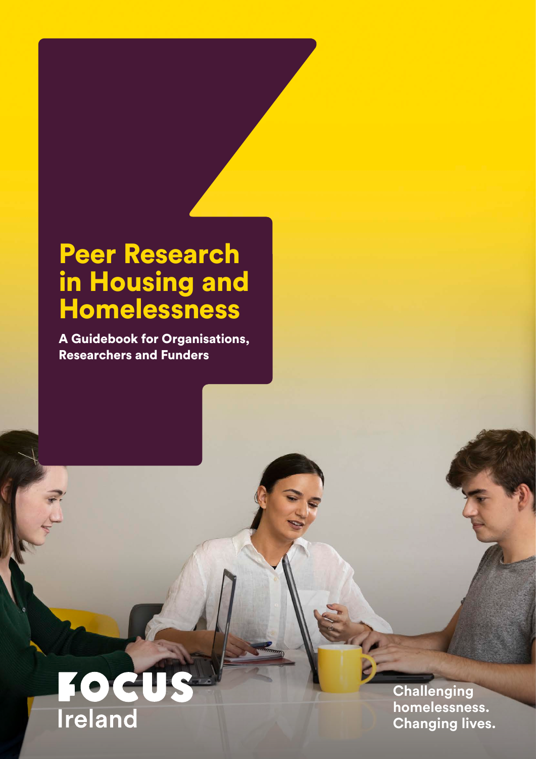# Peer Research in Housing and Homelessness

**A Guidebook for Organisations, Researchers and Funders**

FOCUS Ireland

Challenging homelessness. Changing lives.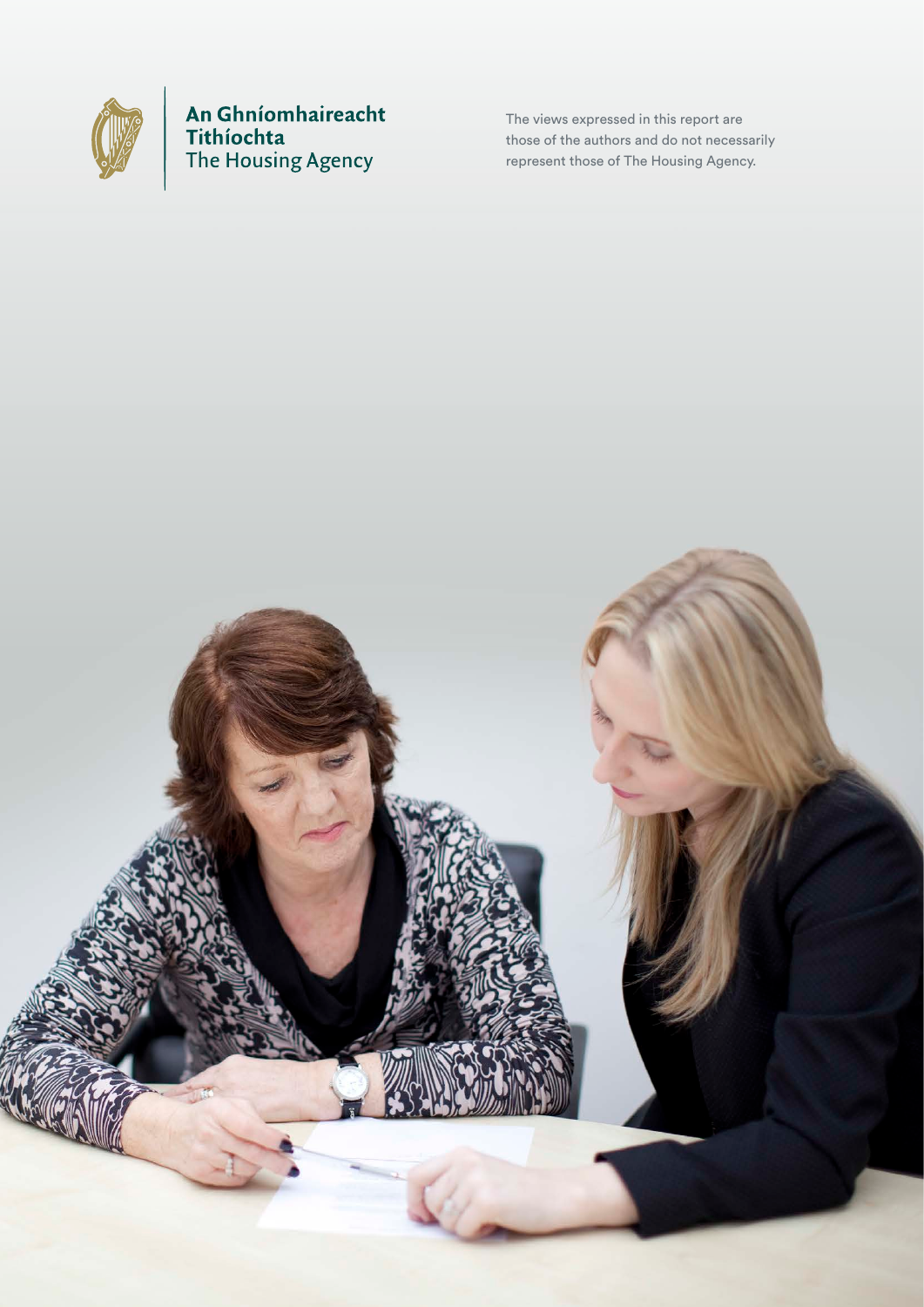An Ghníomhaireacht Tithíochta
The Housing Agency

The views expressed in this report are those of the authors and do not necessarily represent those of The Housing Agency.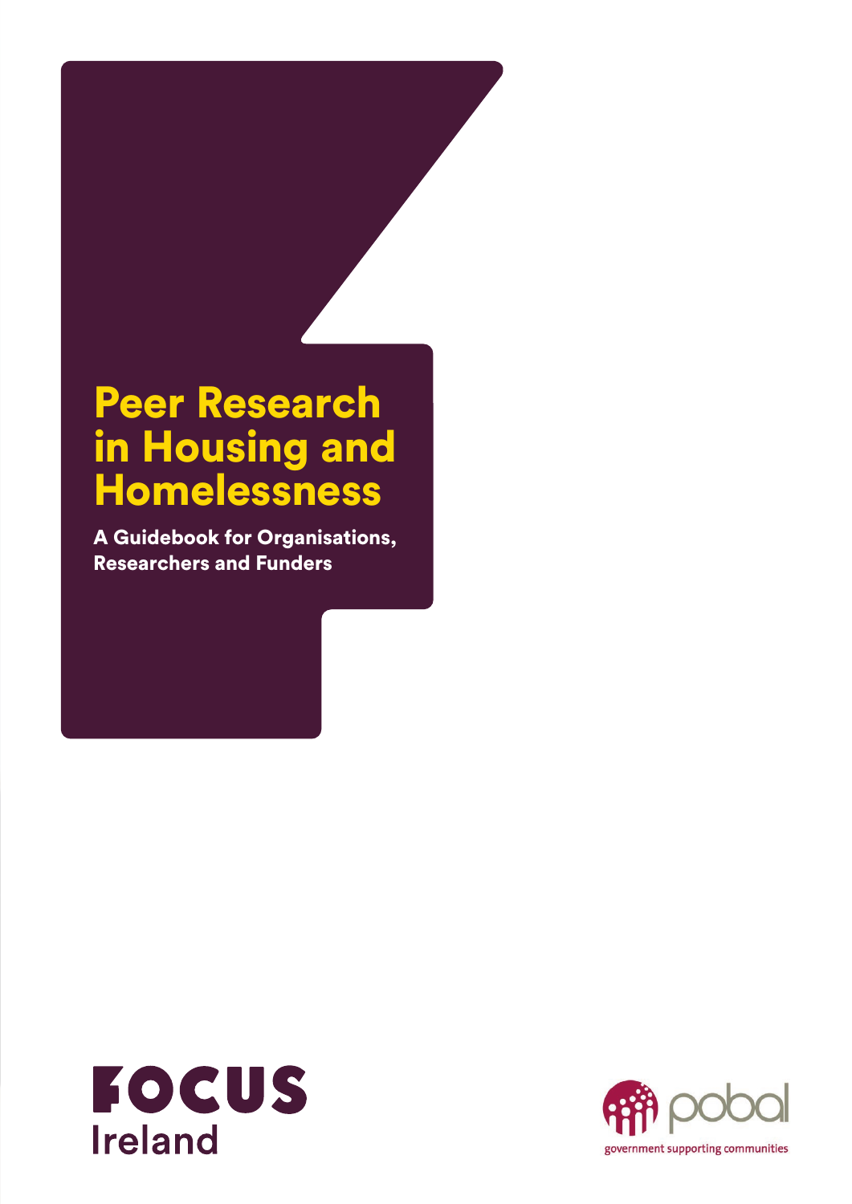# Peer Research in Housing and Homelessness

**A Guidebook for Organisations, Researchers and Funders**

FOCUS Ireland

pobal

government supporting communities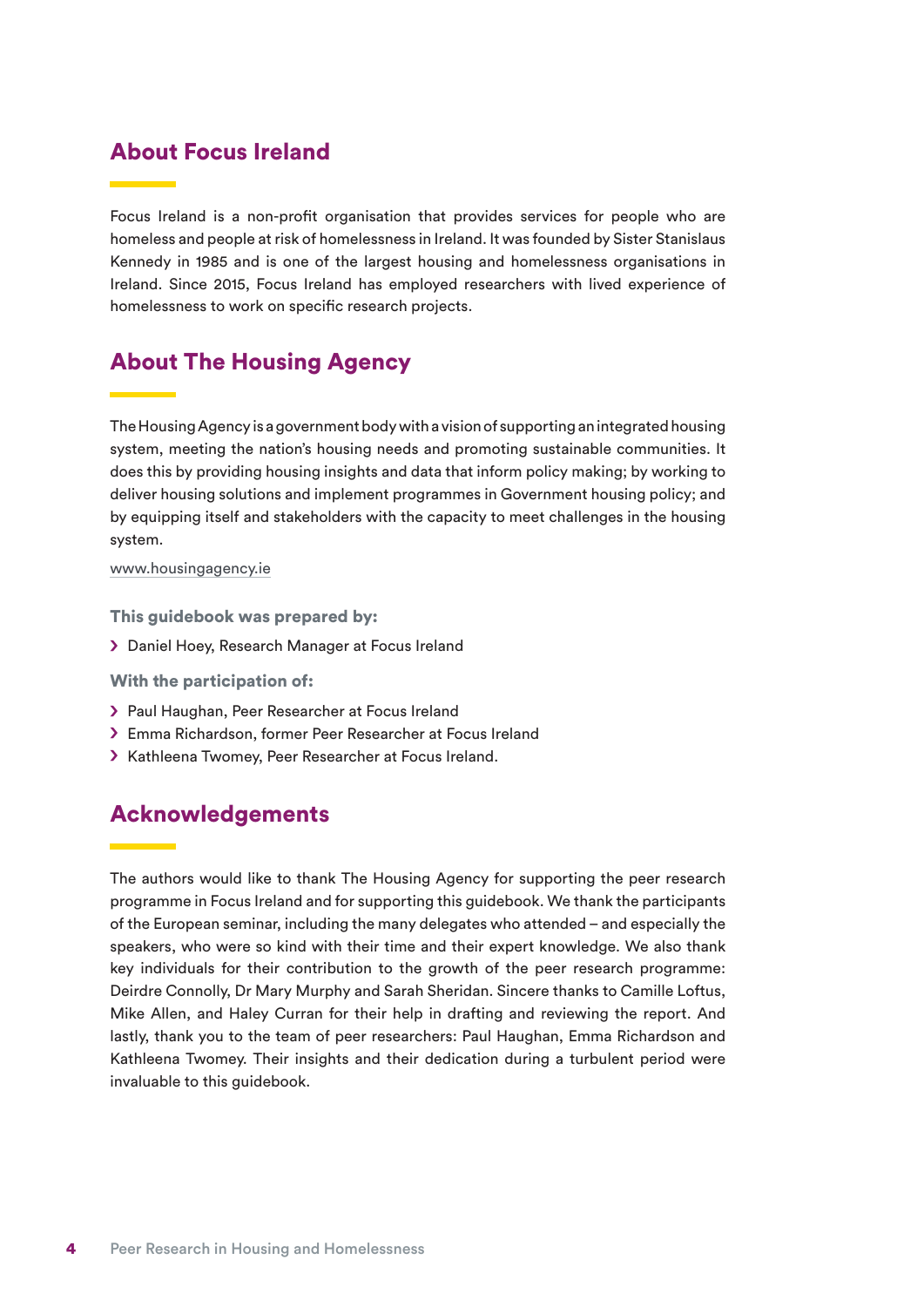## About Focus Ireland

Focus Ireland is a non-profit organisation that provides services for people who are homeless and people at risk of homelessness in Ireland. It was founded by Sister Stanislaus Kennedy in 1985 and is one of the largest housing and homelessness organisations in Ireland. Since 2015, Focus Ireland has employed researchers with lived experience of homelessness to work on specific research projects.

## About The Housing Agency

The Housing Agency is a government body with a vision of supporting an integrated housing system, meeting the nation's housing needs and promoting sustainable communities. It does this by providing housing insights and data that inform policy making; by working to deliver housing solutions and implement programmes in Government housing policy; and by equipping itself and stakeholders with the capacity to meet challenges in the housing system.

www.housingagency.ie

**This guidebook was prepared by:**

- Daniel Hoey, Research Manager at Focus Ireland

**With the participation of:**

- Paul Haughan, Peer Researcher at Focus Ireland
- Emma Richardson, former Peer Researcher at Focus Ireland
- Kathleena Twomey, Peer Researcher at Focus Ireland.

## Acknowledgements

The authors would like to thank The Housing Agency for supporting the peer research programme in Focus Ireland and for supporting this guidebook. We thank the participants of the European seminar, including the many delegates who attended – and especially the speakers, who were so kind with their time and their expert knowledge. We also thank key individuals for their contribution to the growth of the peer research programme: Deirdre Connolly, Dr Mary Murphy and Sarah Sheridan. Sincere thanks to Camille Loftus, Mike Allen, and Haley Curran for their help in drafting and reviewing the report. And lastly, thank you to the team of peer researchers: Paul Haughan, Emma Richardson and Kathleena Twomey. Their insights and their dedication during a turbulent period were invaluable to this guidebook.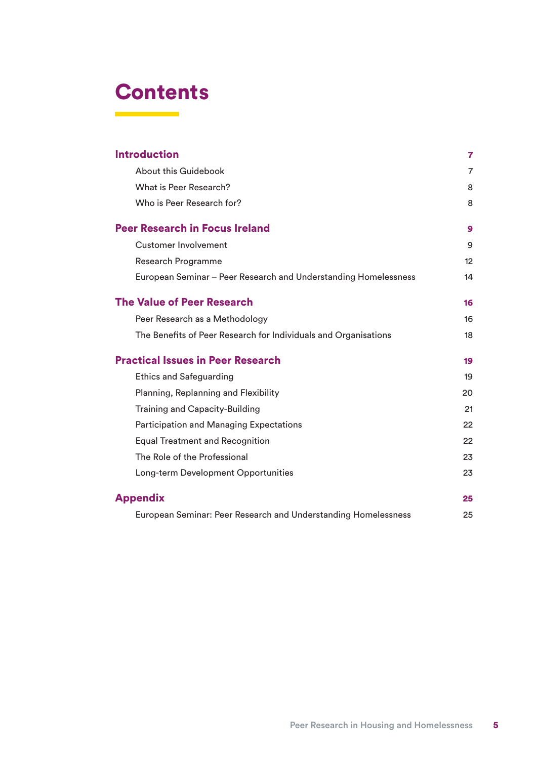# Contents

| | |
|---|---|
| **Introduction** | **7** |
| About this Guidebook | 7 |
| What is Peer Research? | 8 |
| Who is Peer Research for? | 8 |
| **Peer Research in Focus Ireland** | **9** |
| Customer Involvement | 9 |
| Research Programme | 12 |
| European Seminar – Peer Research and Understanding Homelessness | 14 |
| **The Value of Peer Research** | **16** |
| Peer Research as a Methodology | 16 |
| The Benefits of Peer Research for Individuals and Organisations | 18 |
| **Practical Issues in Peer Research** | **19** |
| Ethics and Safeguarding | 19 |
| Planning, Replanning and Flexibility | 20 |
| Training and Capacity-Building | 21 |
| Participation and Managing Expectations | 22 |
| Equal Treatment and Recognition | 22 |
| The Role of the Professional | 23 |
| Long-term Development Opportunities | 23 |
| **Appendix** | **25** |
| European Seminar: Peer Research and Understanding Homelessness | 25 |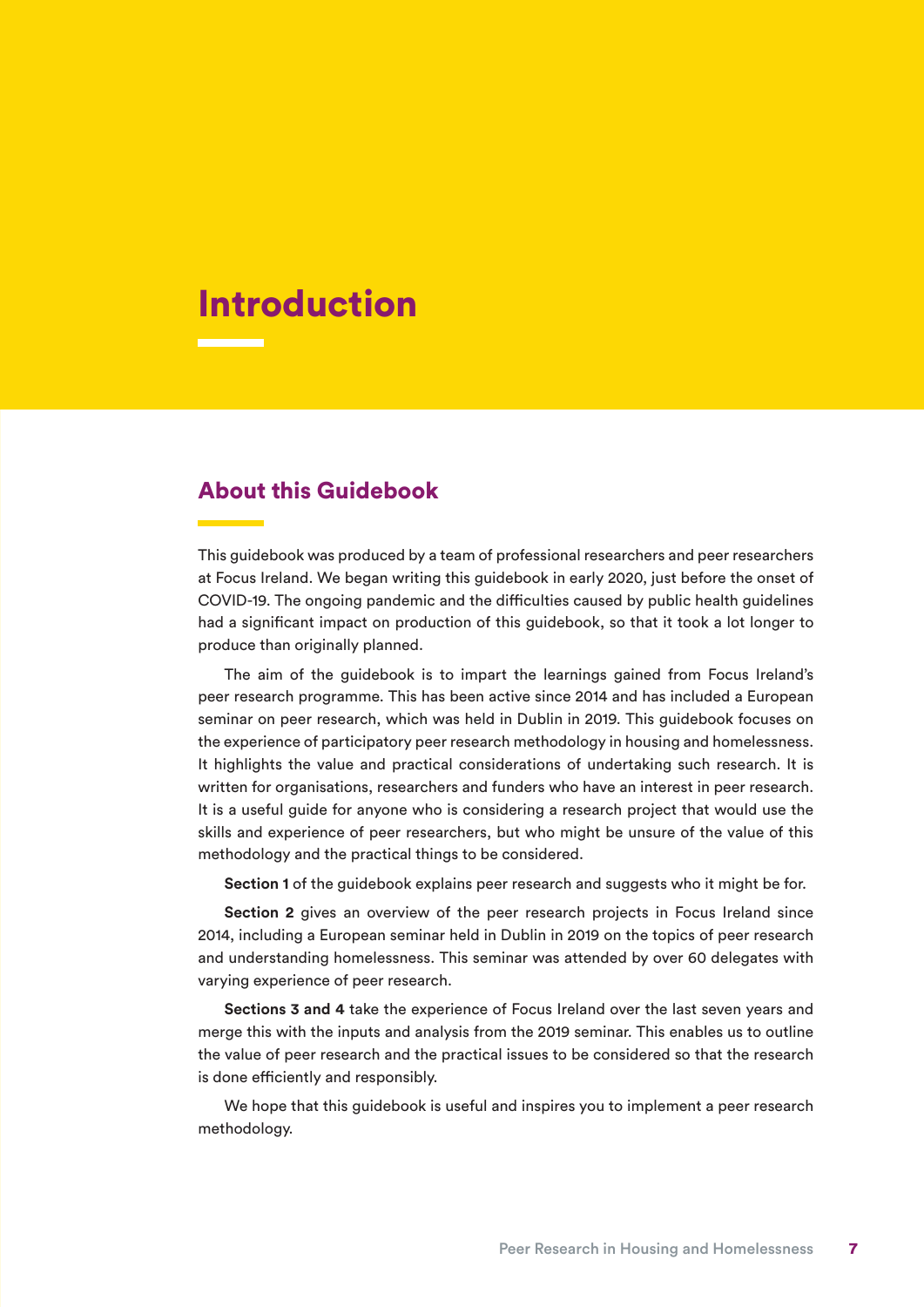# Introduction

## About this Guidebook

This guidebook was produced by a team of professional researchers and peer researchers at Focus Ireland. We began writing this guidebook in early 2020, just before the onset of COVID-19. The ongoing pandemic and the difficulties caused by public health guidelines had a significant impact on production of this guidebook, so that it took a lot longer to produce than originally planned.

The aim of the guidebook is to impart the learnings gained from Focus Ireland's peer research programme. This has been active since 2014 and has included a European seminar on peer research, which was held in Dublin in 2019. This guidebook focuses on the experience of participatory peer research methodology in housing and homelessness. It highlights the value and practical considerations of undertaking such research. It is written for organisations, researchers and funders who have an interest in peer research. It is a useful guide for anyone who is considering a research project that would use the skills and experience of peer researchers, but who might be unsure of the value of this methodology and the practical things to be considered.

**Section 1** of the guidebook explains peer research and suggests who it might be for.

**Section 2** gives an overview of the peer research projects in Focus Ireland since 2014, including a European seminar held in Dublin in 2019 on the topics of peer research and understanding homelessness. This seminar was attended by over 60 delegates with varying experience of peer research.

**Sections 3 and 4** take the experience of Focus Ireland over the last seven years and merge this with the inputs and analysis from the 2019 seminar. This enables us to outline the value of peer research and the practical issues to be considered so that the research is done efficiently and responsibly.

We hope that this guidebook is useful and inspires you to implement a peer research methodology.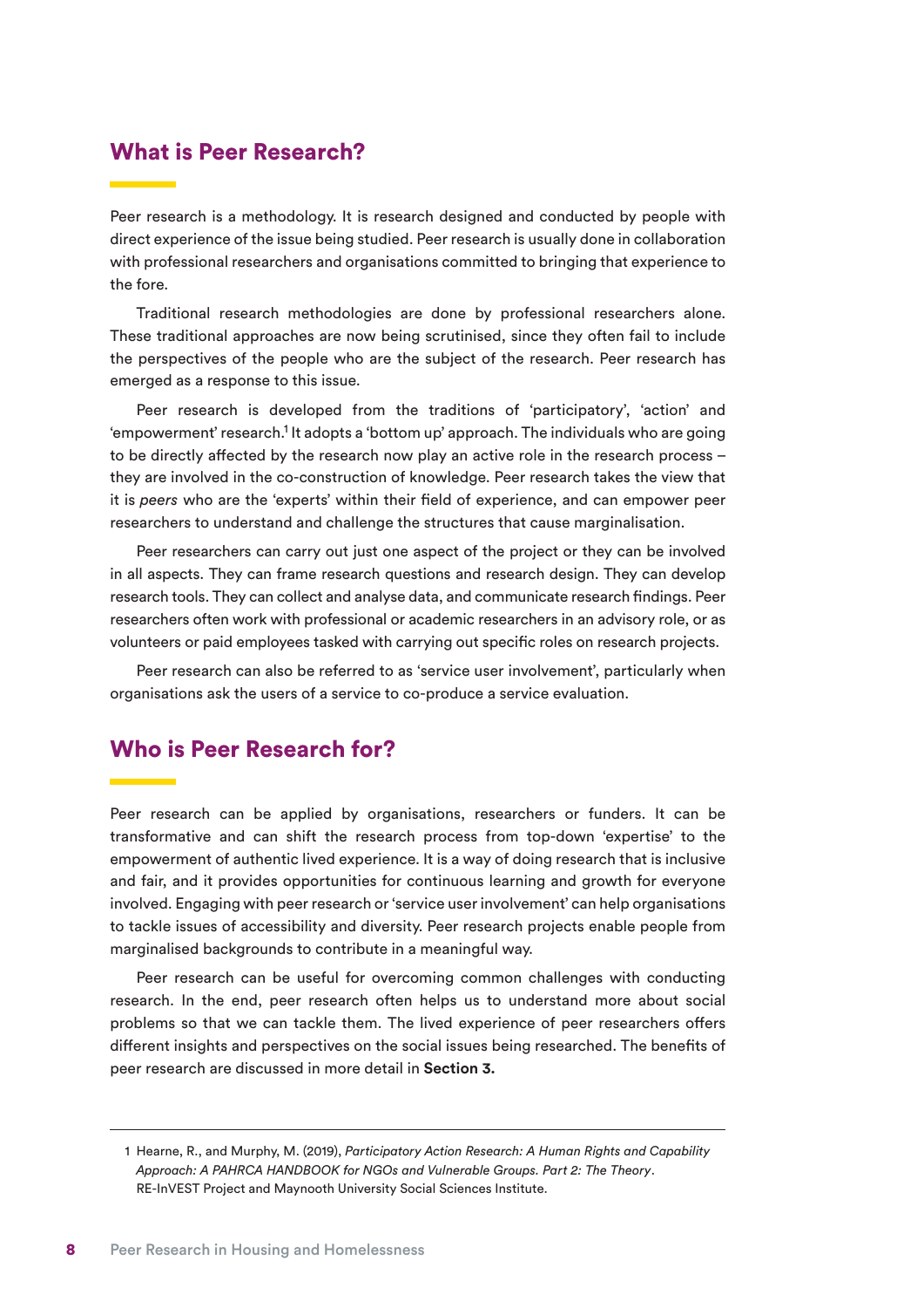## What is Peer Research?

Peer research is a methodology. It is research designed and conducted by people with direct experience of the issue being studied. Peer research is usually done in collaboration with professional researchers and organisations committed to bringing that experience to the fore.

Traditional research methodologies are done by professional researchers alone. These traditional approaches are now being scrutinised, since they often fail to include the perspectives of the people who are the subject of the research. Peer research has emerged as a response to this issue.

Peer research is developed from the traditions of 'participatory', 'action' and 'empowerment' research.[1] It adopts a 'bottom up' approach. The individuals who are going to be directly affected by the research now play an active role in the research process – they are involved in the co-construction of knowledge. Peer research takes the view that it is *peers* who are the 'experts' within their field of experience, and can empower peer researchers to understand and challenge the structures that cause marginalisation.

Peer researchers can carry out just one aspect of the project or they can be involved in all aspects. They can frame research questions and research design. They can develop research tools. They can collect and analyse data, and communicate research findings. Peer researchers often work with professional or academic researchers in an advisory role, or as volunteers or paid employees tasked with carrying out specific roles on research projects.

Peer research can also be referred to as 'service user involvement', particularly when organisations ask the users of a service to co-produce a service evaluation.

## Who is Peer Research for?

Peer research can be applied by organisations, researchers or funders. It can be transformative and can shift the research process from top-down 'expertise' to the empowerment of authentic lived experience. It is a way of doing research that is inclusive and fair, and it provides opportunities for continuous learning and growth for everyone involved. Engaging with peer research or 'service user involvement' can help organisations to tackle issues of accessibility and diversity. Peer research projects enable people from marginalised backgrounds to contribute in a meaningful way.

Peer research can be useful for overcoming common challenges with conducting research. In the end, peer research often helps us to understand more about social problems so that we can tackle them. The lived experience of peer researchers offers different insights and perspectives on the social issues being researched. The benefits of peer research are discussed in more detail in **Section 3.**

---

1 Hearne, R., and Murphy, M. (2019), *Participatory Action Research: A Human Rights and Capability Approach: A PAHRCA HANDBOOK for NGOs and Vulnerable Groups. Part 2: The Theory*. RE-InVEST Project and Maynooth University Social Sciences Institute.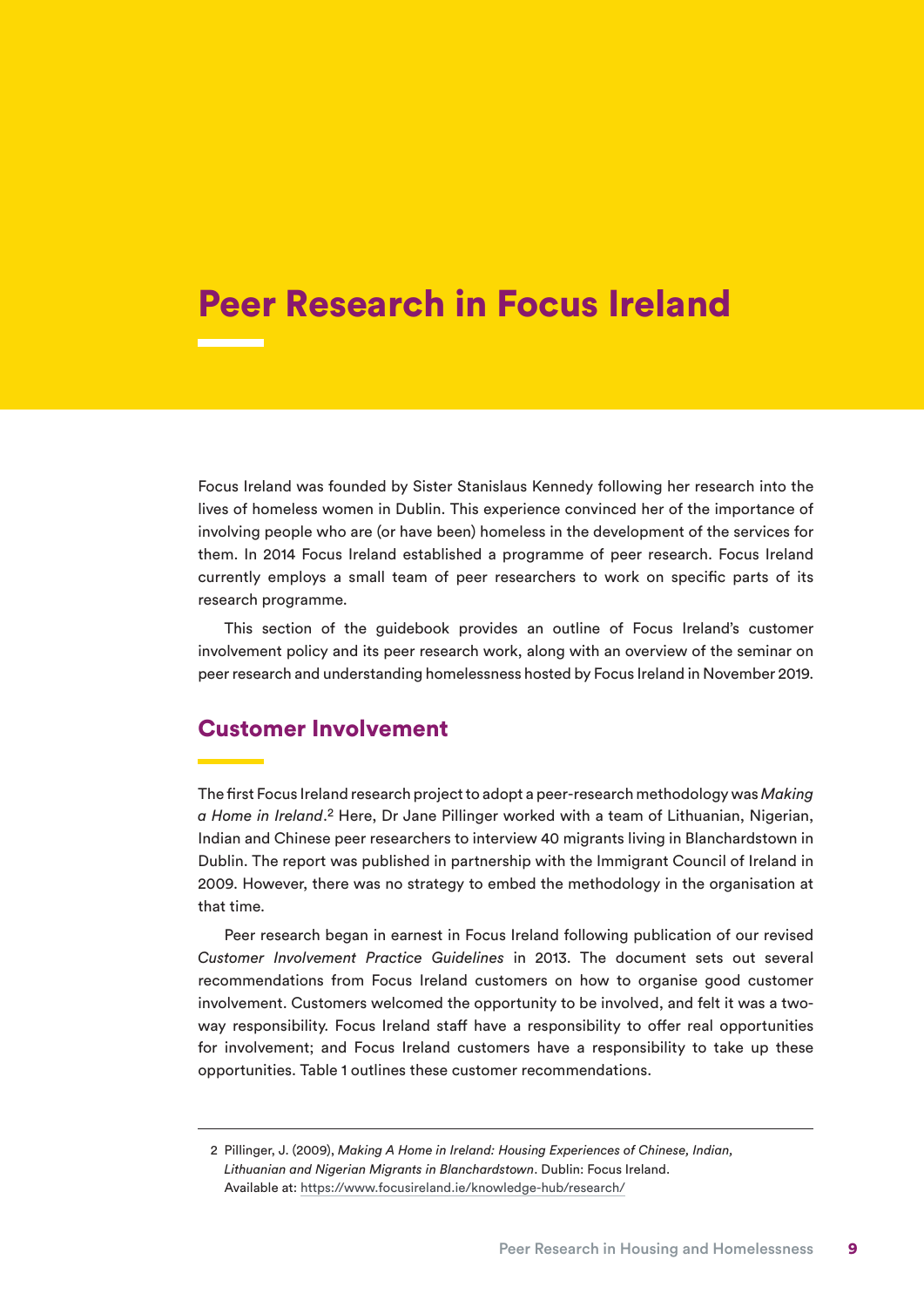# Peer Research in Focus Ireland

Focus Ireland was founded by Sister Stanislaus Kennedy following her research into the lives of homeless women in Dublin. This experience convinced her of the importance of involving people who are (or have been) homeless in the development of the services for them. In 2014 Focus Ireland established a programme of peer research. Focus Ireland currently employs a small team of peer researchers to work on specific parts of its research programme.

This section of the guidebook provides an outline of Focus Ireland's customer involvement policy and its peer research work, along with an overview of the seminar on peer research and understanding homelessness hosted by Focus Ireland in November 2019.

## Customer Involvement

The first Focus Ireland research project to adopt a peer-research methodology was *Making a Home in Ireland*.[2] Here, Dr Jane Pillinger worked with a team of Lithuanian, Nigerian, Indian and Chinese peer researchers to interview 40 migrants living in Blanchardstown in Dublin. The report was published in partnership with the Immigrant Council of Ireland in 2009. However, there was no strategy to embed the methodology in the organisation at that time.

Peer research began in earnest in Focus Ireland following publication of our revised *Customer Involvement Practice Guidelines* in 2013. The document sets out several recommendations from Focus Ireland customers on how to organise good customer involvement. Customers welcomed the opportunity to be involved, and felt it was a two-way responsibility. Focus Ireland staff have a responsibility to offer real opportunities for involvement; and Focus Ireland customers have a responsibility to take up these opportunities. Table 1 outlines these customer recommendations.

---

2 Pillinger, J. (2009), *Making A Home in Ireland: Housing Experiences of Chinese, Indian, Lithuanian and Nigerian Migrants in Blanchardstown*. Dublin: Focus Ireland. Available at: https://www.focusireland.ie/knowledge-hub/research/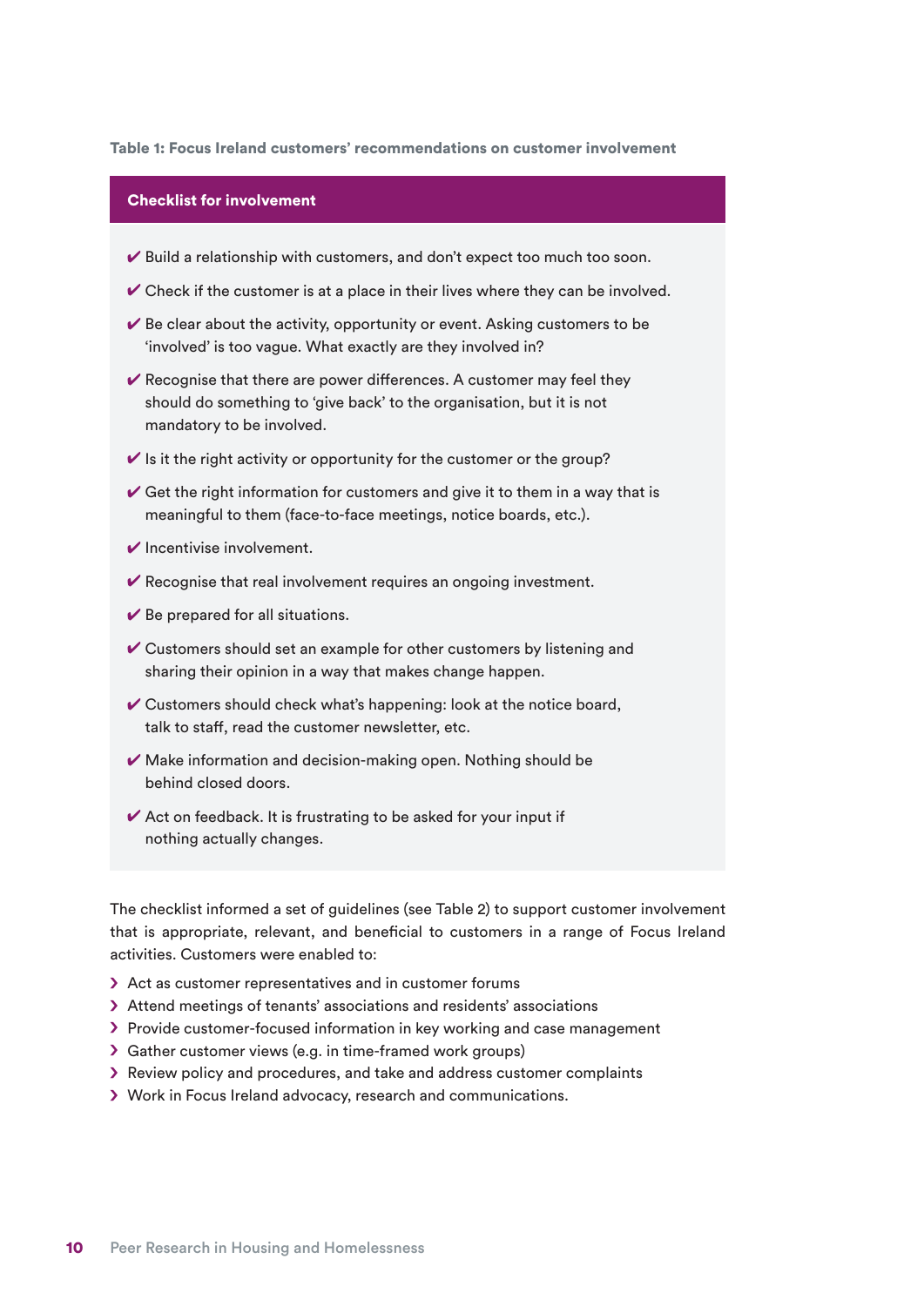**Table 1: Focus Ireland customers' recommendations on customer involvement**

| Checklist for involvement |
| --- |
| ✔ Build a relationship with customers, and don't expect too much too soon. |
| ✔ Check if the customer is at a place in their lives where they can be involved. |
| ✔ Be clear about the activity, opportunity or event. Asking customers to be 'involved' is too vague. What exactly are they involved in? |
| ✔ Recognise that there are power differences. A customer may feel they should do something to 'give back' to the organisation, but it is not mandatory to be involved. |
| ✔ Is it the right activity or opportunity for the customer or the group? |
| ✔ Get the right information for customers and give it to them in a way that is meaningful to them (face-to-face meetings, notice boards, etc.). |
| ✔ Incentivise involvement. |
| ✔ Recognise that real involvement requires an ongoing investment. |
| ✔ Be prepared for all situations. |
| ✔ Customers should set an example for other customers by listening and sharing their opinion in a way that makes change happen. |
| ✔ Customers should check what's happening: look at the notice board, talk to staff, read the customer newsletter, etc. |
| ✔ Make information and decision-making open. Nothing should be behind closed doors. |
| ✔ Act on feedback. It is frustrating to be asked for your input if nothing actually changes. |

The checklist informed a set of guidelines (see Table 2) to support customer involvement that is appropriate, relevant, and beneficial to customers in a range of Focus Ireland activities. Customers were enabled to:

- Act as customer representatives and in customer forums
- Attend meetings of tenants' associations and residents' associations
- Provide customer-focused information in key working and case management
- Gather customer views (e.g. in time-framed work groups)
- Review policy and procedures, and take and address customer complaints
- Work in Focus Ireland advocacy, research and communications.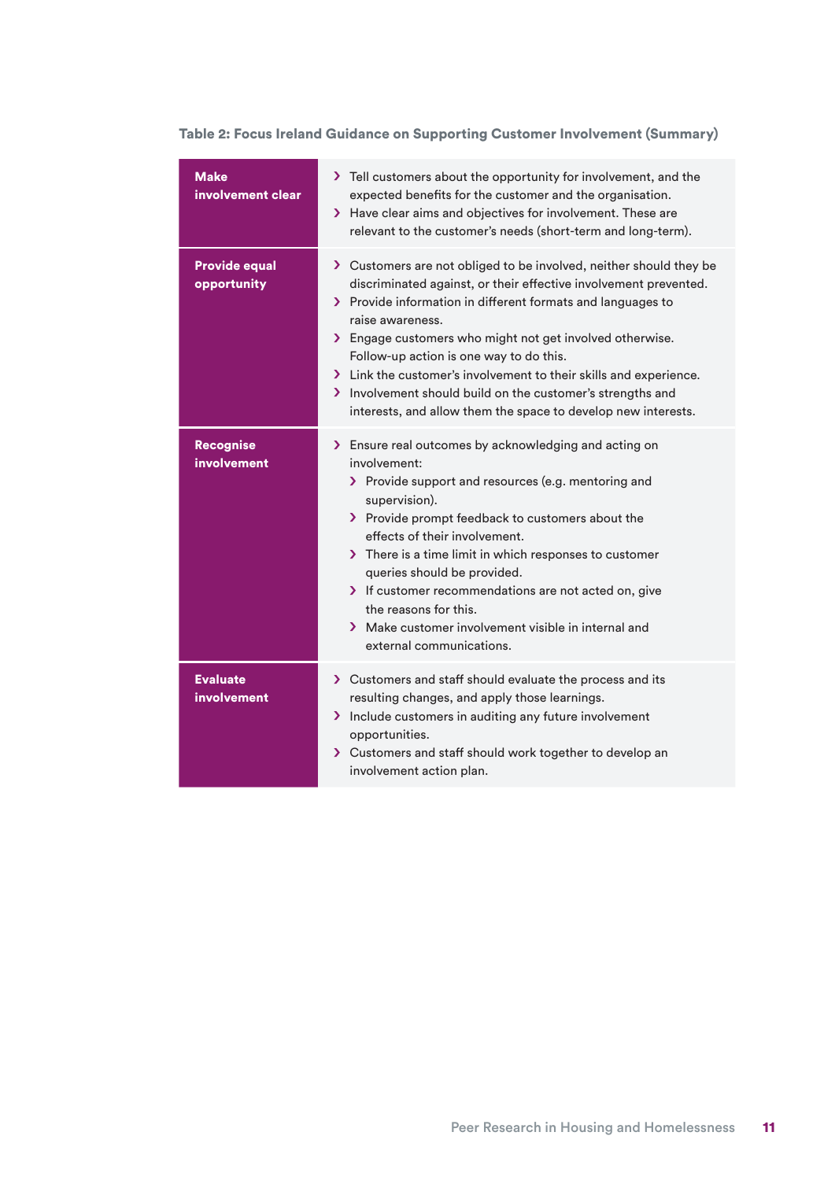**Table 2: Focus Ireland Guidance on Supporting Customer Involvement (Summary)**

| | |
|---|---|
| **Make involvement clear** | › Tell customers about the opportunity for involvement, and the expected benefits for the customer and the organisation.<br>› Have clear aims and objectives for involvement. These are relevant to the customer's needs (short-term and long-term). |
| **Provide equal opportunity** | › Customers are not obliged to be involved, neither should they be discriminated against, or their effective involvement prevented.<br>› Provide information in different formats and languages to raise awareness.<br>› Engage customers who might not get involved otherwise. Follow-up action is one way to do this.<br>› Link the customer's involvement to their skills and experience.<br>› Involvement should build on the customer's strengths and interests, and allow them the space to develop new interests. |
| **Recognise involvement** | › Ensure real outcomes by acknowledging and acting on involvement:<br>  › Provide support and resources (e.g. mentoring and supervision).<br>  › Provide prompt feedback to customers about the effects of their involvement.<br>  › There is a time limit in which responses to customer queries should be provided.<br>  › If customer recommendations are not acted on, give the reasons for this.<br>  › Make customer involvement visible in internal and external communications. |
| **Evaluate involvement** | › Customers and staff should evaluate the process and its resulting changes, and apply those learnings.<br>› Include customers in auditing any future involvement opportunities.<br>› Customers and staff should work together to develop an involvement action plan. |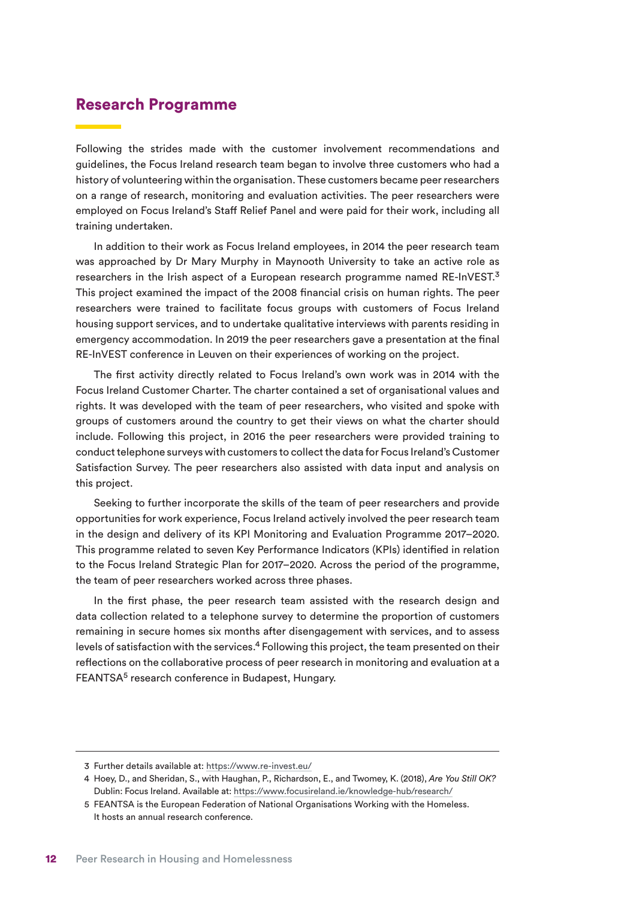## Research Programme

Following the strides made with the customer involvement recommendations and guidelines, the Focus Ireland research team began to involve three customers who had a history of volunteering within the organisation. These customers became peer researchers on a range of research, monitoring and evaluation activities. The peer researchers were employed on Focus Ireland's Staff Relief Panel and were paid for their work, including all training undertaken.

In addition to their work as Focus Ireland employees, in 2014 the peer research team was approached by Dr Mary Murphy in Maynooth University to take an active role as researchers in the Irish aspect of a European research programme named RE-InVEST.[3] This project examined the impact of the 2008 financial crisis on human rights. The peer researchers were trained to facilitate focus groups with customers of Focus Ireland housing support services, and to undertake qualitative interviews with parents residing in emergency accommodation. In 2019 the peer researchers gave a presentation at the final RE-InVEST conference in Leuven on their experiences of working on the project.

The first activity directly related to Focus Ireland's own work was in 2014 with the Focus Ireland Customer Charter. The charter contained a set of organisational values and rights. It was developed with the team of peer researchers, who visited and spoke with groups of customers around the country to get their views on what the charter should include. Following this project, in 2016 the peer researchers were provided training to conduct telephone surveys with customers to collect the data for Focus Ireland's Customer Satisfaction Survey. The peer researchers also assisted with data input and analysis on this project.

Seeking to further incorporate the skills of the team of peer researchers and provide opportunities for work experience, Focus Ireland actively involved the peer research team in the design and delivery of its KPI Monitoring and Evaluation Programme 2017–2020. This programme related to seven Key Performance Indicators (KPIs) identified in relation to the Focus Ireland Strategic Plan for 2017–2020. Across the period of the programme, the team of peer researchers worked across three phases.

In the first phase, the peer research team assisted with the research design and data collection related to a telephone survey to determine the proportion of customers remaining in secure homes six months after disengagement with services, and to assess levels of satisfaction with the services.[4] Following this project, the team presented on their reflections on the collaborative process of peer research in monitoring and evaluation at a FEANTSA[5] research conference in Budapest, Hungary.

---

3 Further details available at: https://www.re-invest.eu/

4 Hoey, D., and Sheridan, S., with Haughan, P., Richardson, E., and Twomey, K. (2018), *Are You Still OK?* Dublin: Focus Ireland. Available at: https://www.focusireland.ie/knowledge-hub/research/

5 FEANTSA is the European Federation of National Organisations Working with the Homeless. It hosts an annual research conference.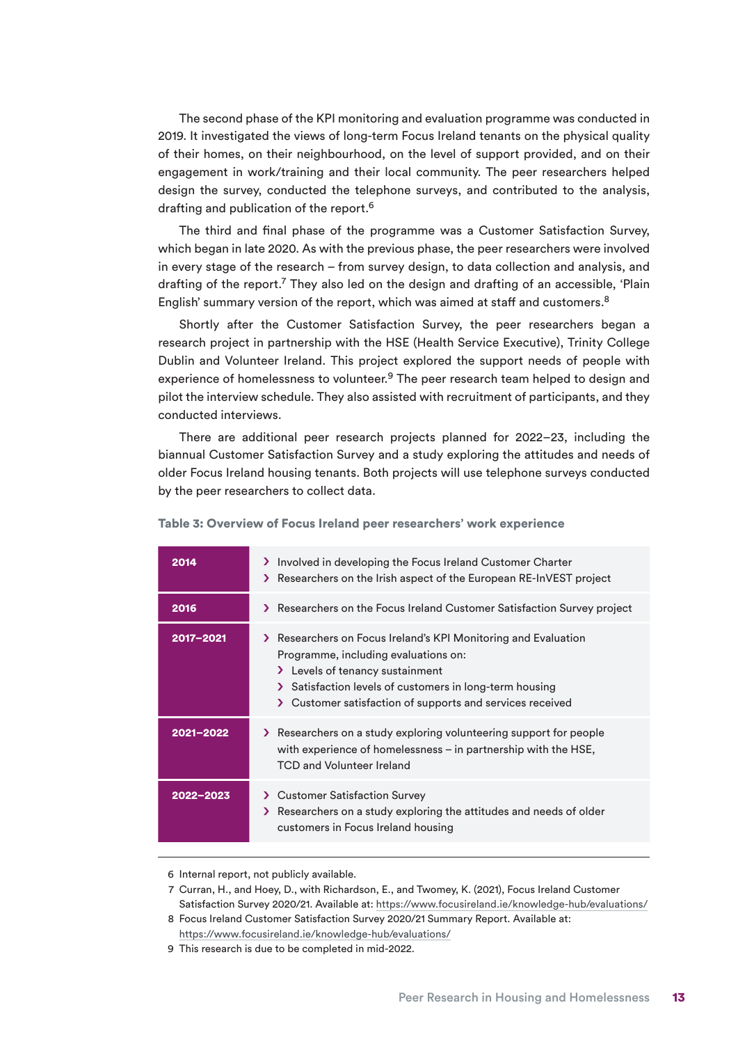The second phase of the KPI monitoring and evaluation programme was conducted in 2019. It investigated the views of long-term Focus Ireland tenants on the physical quality of their homes, on their neighbourhood, on the level of support provided, and on their engagement in work/training and their local community. The peer researchers helped design the survey, conducted the telephone surveys, and contributed to the analysis, drafting and publication of the report.[6]

The third and final phase of the programme was a Customer Satisfaction Survey, which began in late 2020. As with the previous phase, the peer researchers were involved in every stage of the research – from survey design, to data collection and analysis, and drafting of the report.[7] They also led on the design and drafting of an accessible, 'Plain English' summary version of the report, which was aimed at staff and customers.[8]

Shortly after the Customer Satisfaction Survey, the peer researchers began a research project in partnership with the HSE (Health Service Executive), Trinity College Dublin and Volunteer Ireland. This project explored the support needs of people with experience of homelessness to volunteer.[9] The peer research team helped to design and pilot the interview schedule. They also assisted with recruitment of participants, and they conducted interviews.

There are additional peer research projects planned for 2022–23, including the biannual Customer Satisfaction Survey and a study exploring the attitudes and needs of older Focus Ireland housing tenants. Both projects will use telephone surveys conducted by the peer researchers to collect data.

**Table 3: Overview of Focus Ireland peer researchers' work experience**

| Year | Work experience |
|---|---|
| **2014** | › Involved in developing the Focus Ireland Customer Charter<br>› Researchers on the Irish aspect of the European RE-InVEST project |
| **2016** | › Researchers on the Focus Ireland Customer Satisfaction Survey project |
| **2017–2021** | › Researchers on Focus Ireland's KPI Monitoring and Evaluation Programme, including evaluations on:<br>  › Levels of tenancy sustainment<br>  › Satisfaction levels of customers in long-term housing<br>  › Customer satisfaction of supports and services received |
| **2021–2022** | › Researchers on a study exploring volunteering support for people with experience of homelessness – in partnership with the HSE, TCD and Volunteer Ireland |
| **2022–2023** | › Customer Satisfaction Survey<br>› Researchers on a study exploring the attitudes and needs of older customers in Focus Ireland housing |

---

6 Internal report, not publicly available.

7 Curran, H., and Hoey, D., with Richardson, E., and Twomey, K. (2021), Focus Ireland Customer Satisfaction Survey 2020/21. Available at: https://www.focusireland.ie/knowledge-hub/evaluations/

8 Focus Ireland Customer Satisfaction Survey 2020/21 Summary Report. Available at: https://www.focusireland.ie/knowledge-hub/evaluations/

9 This research is due to be completed in mid-2022.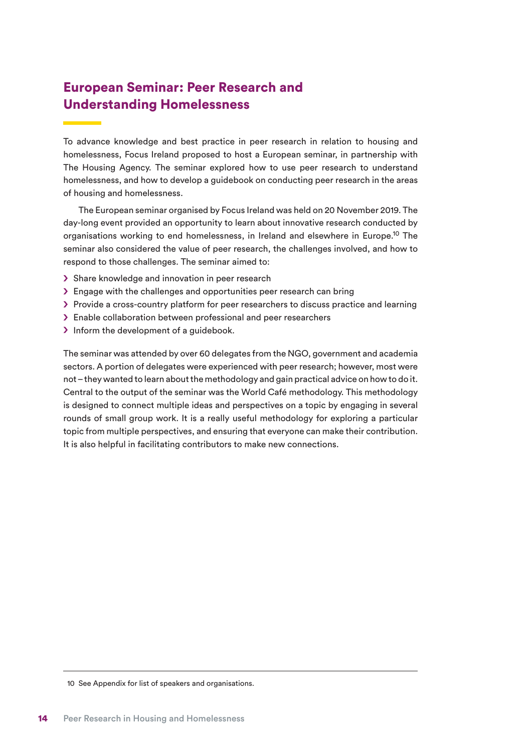## European Seminar: Peer Research and Understanding Homelessness

To advance knowledge and best practice in peer research in relation to housing and homelessness, Focus Ireland proposed to host a European seminar, in partnership with The Housing Agency. The seminar explored how to use peer research to understand homelessness, and how to develop a guidebook on conducting peer research in the areas of housing and homelessness.

The European seminar organised by Focus Ireland was held on 20 November 2019. The day-long event provided an opportunity to learn about innovative research conducted by organisations working to end homelessness, in Ireland and elsewhere in Europe.[10] The seminar also considered the value of peer research, the challenges involved, and how to respond to those challenges. The seminar aimed to:

- Share knowledge and innovation in peer research
- Engage with the challenges and opportunities peer research can bring
- Provide a cross-country platform for peer researchers to discuss practice and learning
- Enable collaboration between professional and peer researchers
- Inform the development of a guidebook.

The seminar was attended by over 60 delegates from the NGO, government and academia sectors. A portion of delegates were experienced with peer research; however, most were not – they wanted to learn about the methodology and gain practical advice on how to do it. Central to the output of the seminar was the World Café methodology. This methodology is designed to connect multiple ideas and perspectives on a topic by engaging in several rounds of small group work. It is a really useful methodology for exploring a particular topic from multiple perspectives, and ensuring that everyone can make their contribution. It is also helpful in facilitating contributors to make new connections.

10 See Appendix for list of speakers and organisations.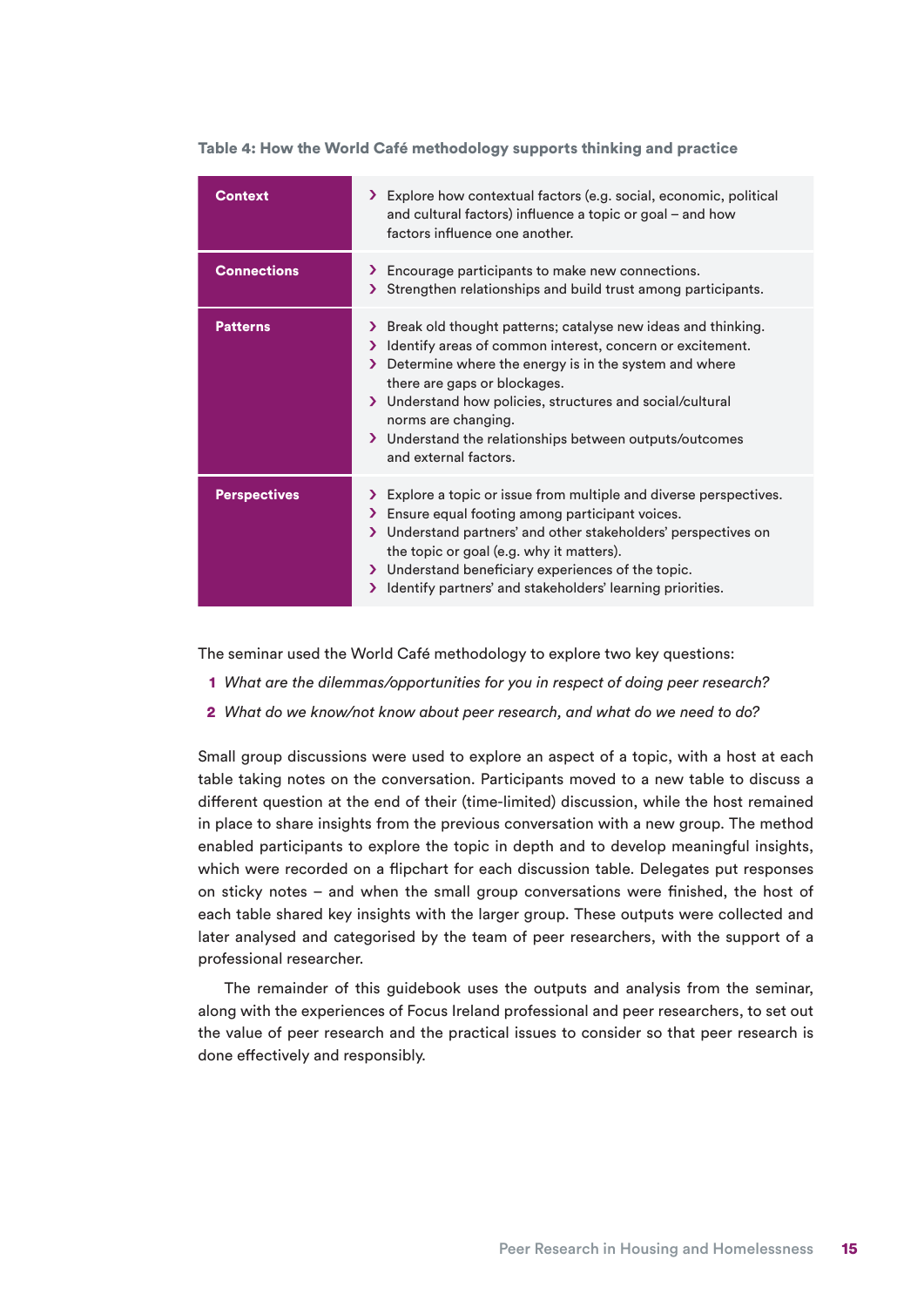**Table 4: How the World Café methodology supports thinking and practice**

| | |
|---|---|
| **Context** | › Explore how contextual factors (e.g. social, economic, political and cultural factors) influence a topic or goal – and how factors influence one another. |
| **Connections** | › Encourage participants to make new connections.<br>› Strengthen relationships and build trust among participants. |
| **Patterns** | › Break old thought patterns; catalyse new ideas and thinking.<br>› Identify areas of common interest, concern or excitement.<br>› Determine where the energy is in the system and where there are gaps or blockages.<br>› Understand how policies, structures and social/cultural norms are changing.<br>› Understand the relationships between outputs/outcomes and external factors. |
| **Perspectives** | › Explore a topic or issue from multiple and diverse perspectives.<br>› Ensure equal footing among participant voices.<br>› Understand partners' and other stakeholders' perspectives on the topic or goal (e.g. why it matters).<br>› Understand beneficiary experiences of the topic.<br>› Identify partners' and stakeholders' learning priorities. |

The seminar used the World Café methodology to explore two key questions:

1. *What are the dilemmas/opportunities for you in respect of doing peer research?*
2. *What do we know/not know about peer research, and what do we need to do?*

Small group discussions were used to explore an aspect of a topic, with a host at each table taking notes on the conversation. Participants moved to a new table to discuss a different question at the end of their (time-limited) discussion, while the host remained in place to share insights from the previous conversation with a new group. The method enabled participants to explore the topic in depth and to develop meaningful insights, which were recorded on a flipchart for each discussion table. Delegates put responses on sticky notes – and when the small group conversations were finished, the host of each table shared key insights with the larger group. These outputs were collected and later analysed and categorised by the team of peer researchers, with the support of a professional researcher.

The remainder of this guidebook uses the outputs and analysis from the seminar, along with the experiences of Focus Ireland professional and peer researchers, to set out the value of peer research and the practical issues to consider so that peer research is done effectively and responsibly.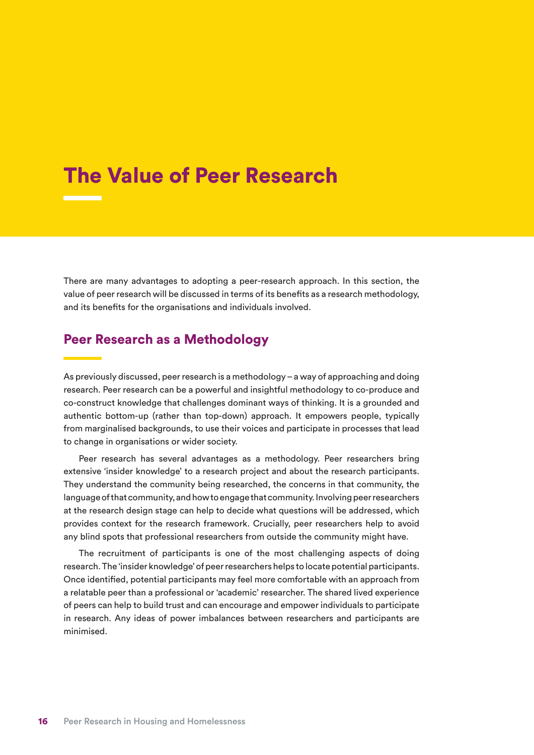# The Value of Peer Research

There are many advantages to adopting a peer-research approach. In this section, the value of peer research will be discussed in terms of its benefits as a research methodology, and its benefits for the organisations and individuals involved.

## Peer Research as a Methodology

As previously discussed, peer research is a methodology – a way of approaching and doing research. Peer research can be a powerful and insightful methodology to co-produce and co-construct knowledge that challenges dominant ways of thinking. It is a grounded and authentic bottom-up (rather than top-down) approach. It empowers people, typically from marginalised backgrounds, to use their voices and participate in processes that lead to change in organisations or wider society.

Peer research has several advantages as a methodology. Peer researchers bring extensive 'insider knowledge' to a research project and about the research participants. They understand the community being researched, the concerns in that community, the language of that community, and how to engage that community. Involving peer researchers at the research design stage can help to decide what questions will be addressed, which provides context for the research framework. Crucially, peer researchers help to avoid any blind spots that professional researchers from outside the community might have.

The recruitment of participants is one of the most challenging aspects of doing research. The 'insider knowledge' of peer researchers helps to locate potential participants. Once identified, potential participants may feel more comfortable with an approach from a relatable peer than a professional or 'academic' researcher. The shared lived experience of peers can help to build trust and can encourage and empower individuals to participate in research. Any ideas of power imbalances between researchers and participants are minimised.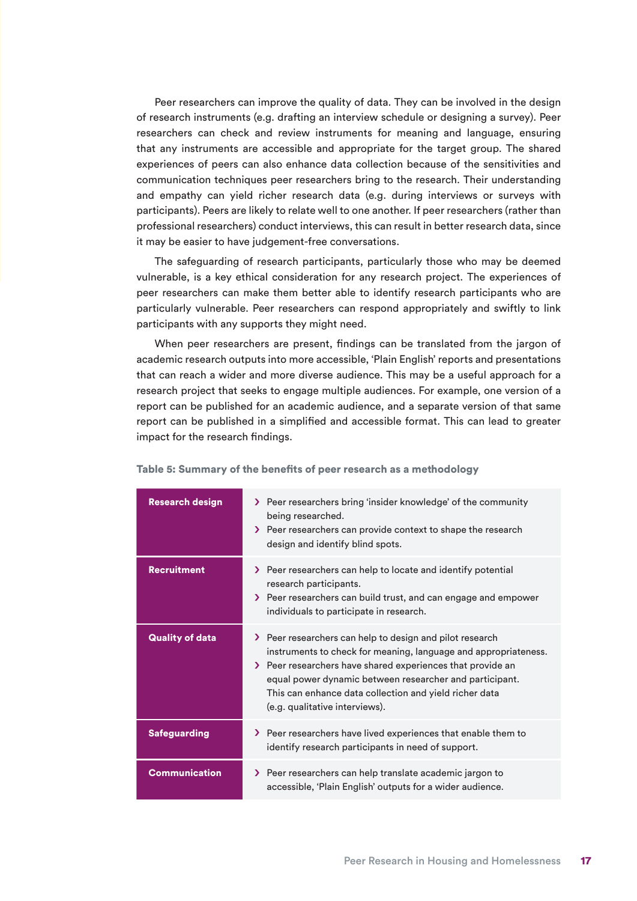Peer researchers can improve the quality of data. They can be involved in the design of research instruments (e.g. drafting an interview schedule or designing a survey). Peer researchers can check and review instruments for meaning and language, ensuring that any instruments are accessible and appropriate for the target group. The shared experiences of peers can also enhance data collection because of the sensitivities and communication techniques peer researchers bring to the research. Their understanding and empathy can yield richer research data (e.g. during interviews or surveys with participants). Peers are likely to relate well to one another. If peer researchers (rather than professional researchers) conduct interviews, this can result in better research data, since it may be easier to have judgement-free conversations.

The safeguarding of research participants, particularly those who may be deemed vulnerable, is a key ethical consideration for any research project. The experiences of peer researchers can make them better able to identify research participants who are particularly vulnerable. Peer researchers can respond appropriately and swiftly to link participants with any supports they might need.

When peer researchers are present, findings can be translated from the jargon of academic research outputs into more accessible, 'Plain English' reports and presentations that can reach a wider and more diverse audience. This may be a useful approach for a research project that seeks to engage multiple audiences. For example, one version of a report can be published for an academic audience, and a separate version of that same report can be published in a simplified and accessible format. This can lead to greater impact for the research findings.

**Table 5: Summary of the benefits of peer research as a methodology**

| | |
|---|---|
| **Research design** | › Peer researchers bring 'insider knowledge' of the community being researched.<br>› Peer researchers can provide context to shape the research design and identify blind spots. |
| **Recruitment** | › Peer researchers can help to locate and identify potential research participants.<br>› Peer researchers can build trust, and can engage and empower individuals to participate in research. |
| **Quality of data** | › Peer researchers can help to design and pilot research instruments to check for meaning, language and appropriateness.<br>› Peer researchers have shared experiences that provide an equal power dynamic between researcher and participant. This can enhance data collection and yield richer data (e.g. qualitative interviews). |
| **Safeguarding** | › Peer researchers have lived experiences that enable them to identify research participants in need of support. |
| **Communication** | › Peer researchers can help translate academic jargon to accessible, 'Plain English' outputs for a wider audience. |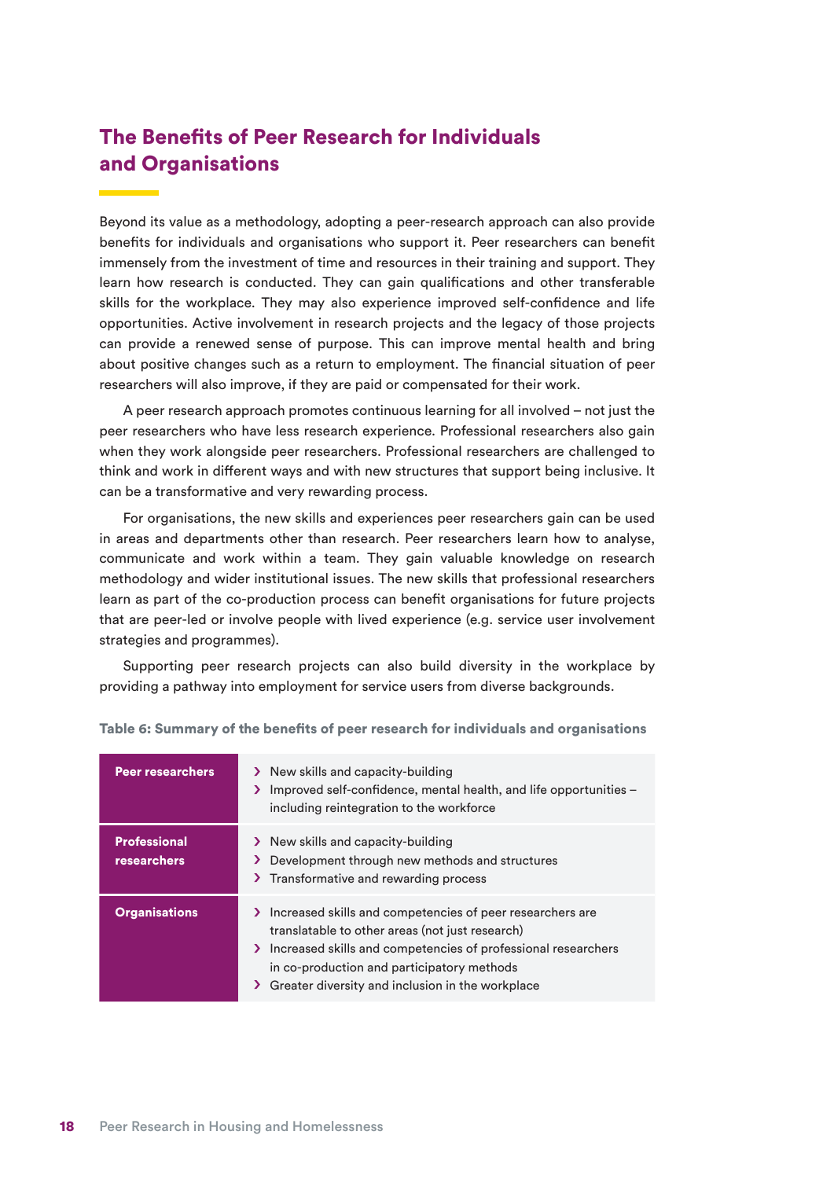## The Benefits of Peer Research for Individuals and Organisations

Beyond its value as a methodology, adopting a peer-research approach can also provide benefits for individuals and organisations who support it. Peer researchers can benefit immensely from the investment of time and resources in their training and support. They learn how research is conducted. They can gain qualifications and other transferable skills for the workplace. They may also experience improved self-confidence and life opportunities. Active involvement in research projects and the legacy of those projects can provide a renewed sense of purpose. This can improve mental health and bring about positive changes such as a return to employment. The financial situation of peer researchers will also improve, if they are paid or compensated for their work.

A peer research approach promotes continuous learning for all involved – not just the peer researchers who have less research experience. Professional researchers also gain when they work alongside peer researchers. Professional researchers are challenged to think and work in different ways and with new structures that support being inclusive. It can be a transformative and very rewarding process.

For organisations, the new skills and experiences peer researchers gain can be used in areas and departments other than research. Peer researchers learn how to analyse, communicate and work within a team. They gain valuable knowledge on research methodology and wider institutional issues. The new skills that professional researchers learn as part of the co-production process can benefit organisations for future projects that are peer-led or involve people with lived experience (e.g. service user involvement strategies and programmes).

Supporting peer research projects can also build diversity in the workplace by providing a pathway into employment for service users from diverse backgrounds.

**Table 6: Summary of the benefits of peer research for individuals and organisations**

| | |
|---|---|
| **Peer researchers** | › New skills and capacity-building<br>› Improved self-confidence, mental health, and life opportunities – including reintegration to the workforce |
| **Professional researchers** | › New skills and capacity-building<br>› Development through new methods and structures<br>› Transformative and rewarding process |
| **Organisations** | › Increased skills and competencies of peer researchers are translatable to other areas (not just research)<br>› Increased skills and competencies of professional researchers in co-production and participatory methods<br>› Greater diversity and inclusion in the workplace |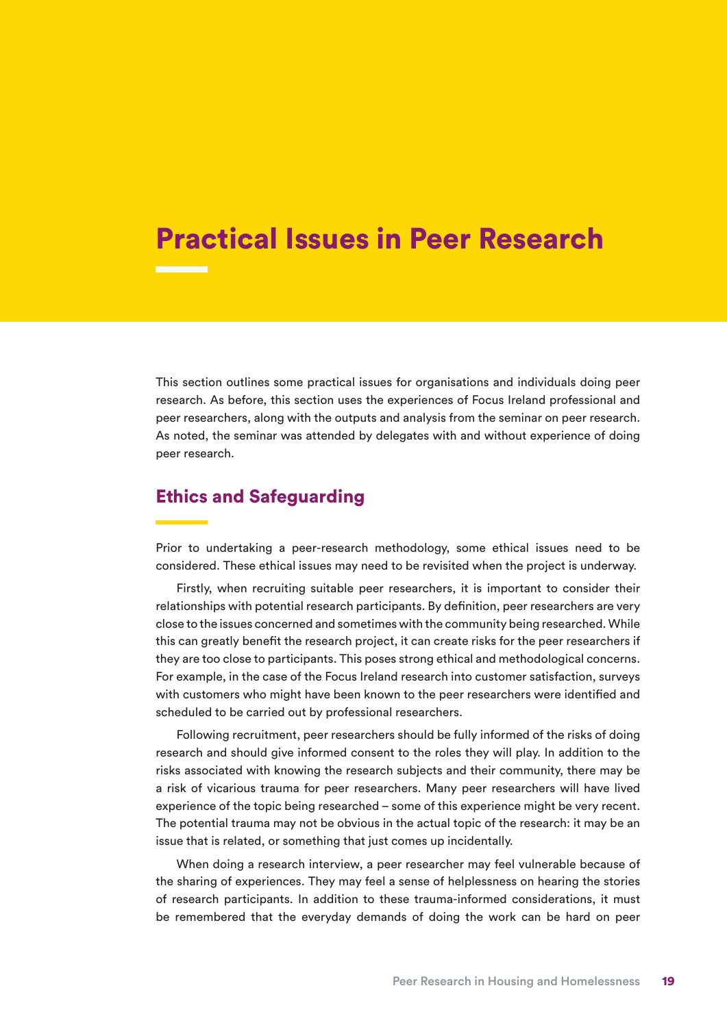# Practical Issues in Peer Research

This section outlines some practical issues for organisations and individuals doing peer research. As before, this section uses the experiences of Focus Ireland professional and peer researchers, along with the outputs and analysis from the seminar on peer research. As noted, the seminar was attended by delegates with and without experience of doing peer research.

## Ethics and Safeguarding

Prior to undertaking a peer-research methodology, some ethical issues need to be considered. These ethical issues may need to be revisited when the project is underway.

Firstly, when recruiting suitable peer researchers, it is important to consider their relationships with potential research participants. By definition, peer researchers are very close to the issues concerned and sometimes with the community being researched. While this can greatly benefit the research project, it can create risks for the peer researchers if they are too close to participants. This poses strong ethical and methodological concerns. For example, in the case of the Focus Ireland research into customer satisfaction, surveys with customers who might have been known to the peer researchers were identified and scheduled to be carried out by professional researchers.

Following recruitment, peer researchers should be fully informed of the risks of doing research and should give informed consent to the roles they will play. In addition to the risks associated with knowing the research subjects and their community, there may be a risk of vicarious trauma for peer researchers. Many peer researchers will have lived experience of the topic being researched – some of this experience might be very recent. The potential trauma may not be obvious in the actual topic of the research: it may be an issue that is related, or something that just comes up incidentally.

When doing a research interview, a peer researcher may feel vulnerable because of the sharing of experiences. They may feel a sense of helplessness on hearing the stories of research participants. In addition to these trauma-informed considerations, it must be remembered that the everyday demands of doing the work can be hard on peer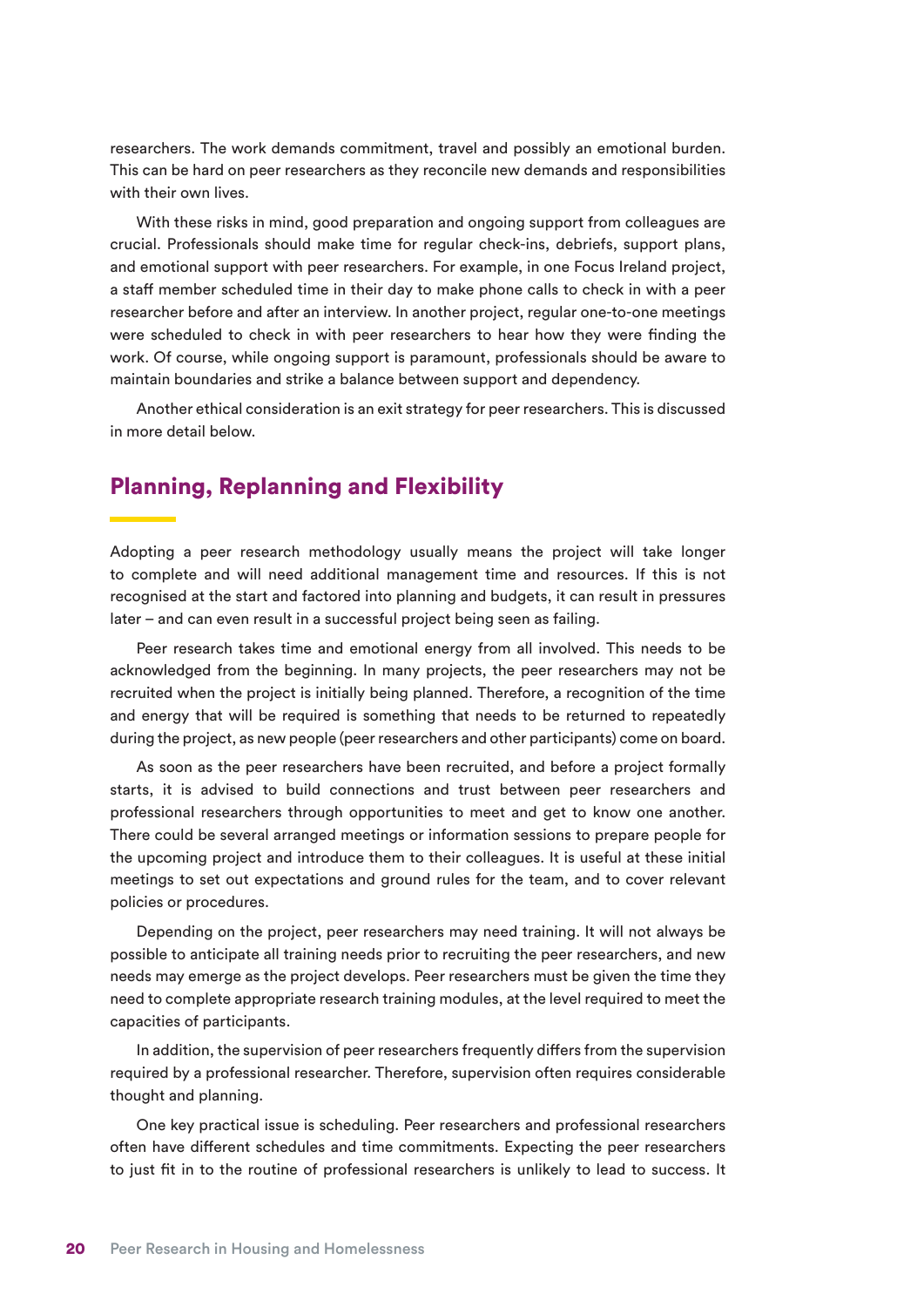researchers. The work demands commitment, travel and possibly an emotional burden. This can be hard on peer researchers as they reconcile new demands and responsibilities with their own lives.

With these risks in mind, good preparation and ongoing support from colleagues are crucial. Professionals should make time for regular check-ins, debriefs, support plans, and emotional support with peer researchers. For example, in one Focus Ireland project, a staff member scheduled time in their day to make phone calls to check in with a peer researcher before and after an interview. In another project, regular one-to-one meetings were scheduled to check in with peer researchers to hear how they were finding the work. Of course, while ongoing support is paramount, professionals should be aware to maintain boundaries and strike a balance between support and dependency.

Another ethical consideration is an exit strategy for peer researchers. This is discussed in more detail below.

## Planning, Replanning and Flexibility

Adopting a peer research methodology usually means the project will take longer to complete and will need additional management time and resources. If this is not recognised at the start and factored into planning and budgets, it can result in pressures later – and can even result in a successful project being seen as failing.

Peer research takes time and emotional energy from all involved. This needs to be acknowledged from the beginning. In many projects, the peer researchers may not be recruited when the project is initially being planned. Therefore, a recognition of the time and energy that will be required is something that needs to be returned to repeatedly during the project, as new people (peer researchers and other participants) come on board.

As soon as the peer researchers have been recruited, and before a project formally starts, it is advised to build connections and trust between peer researchers and professional researchers through opportunities to meet and get to know one another. There could be several arranged meetings or information sessions to prepare people for the upcoming project and introduce them to their colleagues. It is useful at these initial meetings to set out expectations and ground rules for the team, and to cover relevant policies or procedures.

Depending on the project, peer researchers may need training. It will not always be possible to anticipate all training needs prior to recruiting the peer researchers, and new needs may emerge as the project develops. Peer researchers must be given the time they need to complete appropriate research training modules, at the level required to meet the capacities of participants.

In addition, the supervision of peer researchers frequently differs from the supervision required by a professional researcher. Therefore, supervision often requires considerable thought and planning.

One key practical issue is scheduling. Peer researchers and professional researchers often have different schedules and time commitments. Expecting the peer researchers to just fit in to the routine of professional researchers is unlikely to lead to success. It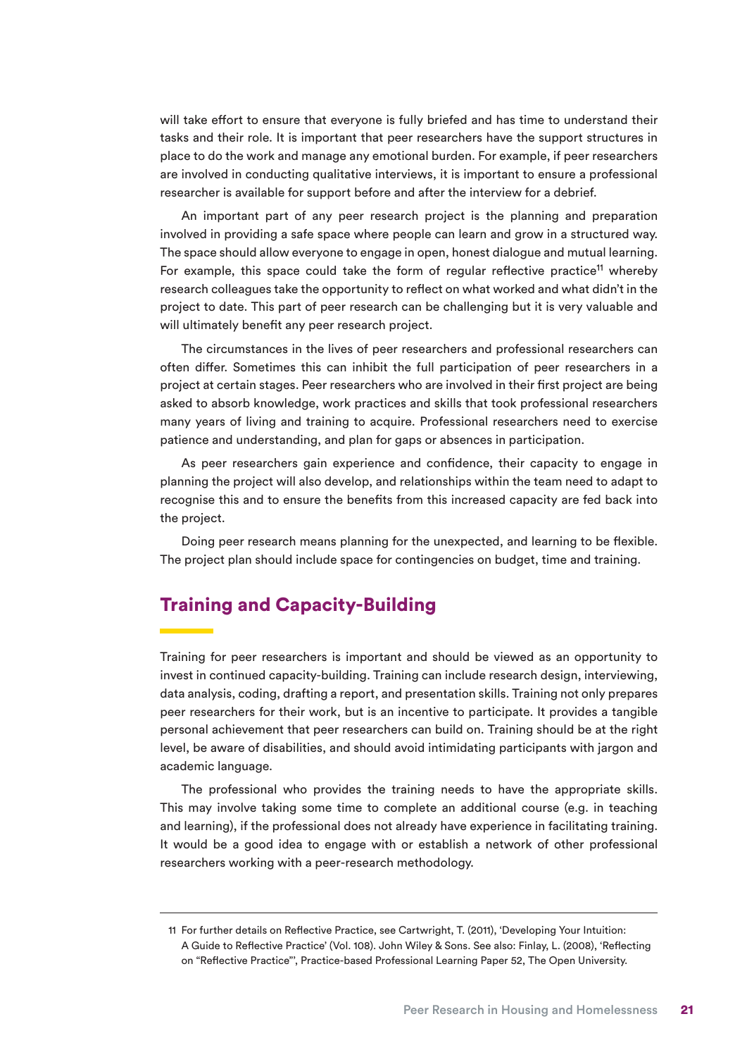will take effort to ensure that everyone is fully briefed and has time to understand their tasks and their role. It is important that peer researchers have the support structures in place to do the work and manage any emotional burden. For example, if peer researchers are involved in conducting qualitative interviews, it is important to ensure a professional researcher is available for support before and after the interview for a debrief.

An important part of any peer research project is the planning and preparation involved in providing a safe space where people can learn and grow in a structured way. The space should allow everyone to engage in open, honest dialogue and mutual learning. For example, this space could take the form of regular reflective practice[11] whereby research colleagues take the opportunity to reflect on what worked and what didn't in the project to date. This part of peer research can be challenging but it is very valuable and will ultimately benefit any peer research project.

The circumstances in the lives of peer researchers and professional researchers can often differ. Sometimes this can inhibit the full participation of peer researchers in a project at certain stages. Peer researchers who are involved in their first project are being asked to absorb knowledge, work practices and skills that took professional researchers many years of living and training to acquire. Professional researchers need to exercise patience and understanding, and plan for gaps or absences in participation.

As peer researchers gain experience and confidence, their capacity to engage in planning the project will also develop, and relationships within the team need to adapt to recognise this and to ensure the benefits from this increased capacity are fed back into the project.

Doing peer research means planning for the unexpected, and learning to be flexible. The project plan should include space for contingencies on budget, time and training.

## Training and Capacity-Building

Training for peer researchers is important and should be viewed as an opportunity to invest in continued capacity-building. Training can include research design, interviewing, data analysis, coding, drafting a report, and presentation skills. Training not only prepares peer researchers for their work, but is an incentive to participate. It provides a tangible personal achievement that peer researchers can build on. Training should be at the right level, be aware of disabilities, and should avoid intimidating participants with jargon and academic language.

The professional who provides the training needs to have the appropriate skills. This may involve taking some time to complete an additional course (e.g. in teaching and learning), if the professional does not already have experience in facilitating training. It would be a good idea to engage with or establish a network of other professional researchers working with a peer-research methodology.

---

11 For further details on Reflective Practice, see Cartwright, T. (2011), 'Developing Your Intuition: A Guide to Reflective Practice' (Vol. 108). John Wiley & Sons. See also: Finlay, L. (2008), 'Reflecting on "Reflective Practice"', Practice-based Professional Learning Paper 52, The Open University.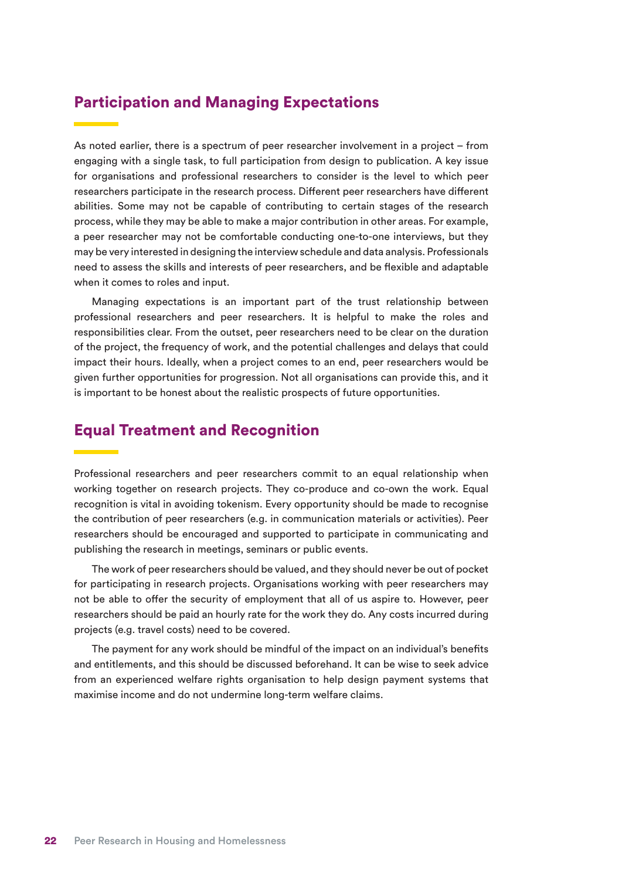## Participation and Managing Expectations

As noted earlier, there is a spectrum of peer researcher involvement in a project – from engaging with a single task, to full participation from design to publication. A key issue for organisations and professional researchers to consider is the level to which peer researchers participate in the research process. Different peer researchers have different abilities. Some may not be capable of contributing to certain stages of the research process, while they may be able to make a major contribution in other areas. For example, a peer researcher may not be comfortable conducting one-to-one interviews, but they may be very interested in designing the interview schedule and data analysis. Professionals need to assess the skills and interests of peer researchers, and be flexible and adaptable when it comes to roles and input.

Managing expectations is an important part of the trust relationship between professional researchers and peer researchers. It is helpful to make the roles and responsibilities clear. From the outset, peer researchers need to be clear on the duration of the project, the frequency of work, and the potential challenges and delays that could impact their hours. Ideally, when a project comes to an end, peer researchers would be given further opportunities for progression. Not all organisations can provide this, and it is important to be honest about the realistic prospects of future opportunities.

## Equal Treatment and Recognition

Professional researchers and peer researchers commit to an equal relationship when working together on research projects. They co-produce and co-own the work. Equal recognition is vital in avoiding tokenism. Every opportunity should be made to recognise the contribution of peer researchers (e.g. in communication materials or activities). Peer researchers should be encouraged and supported to participate in communicating and publishing the research in meetings, seminars or public events.

The work of peer researchers should be valued, and they should never be out of pocket for participating in research projects. Organisations working with peer researchers may not be able to offer the security of employment that all of us aspire to. However, peer researchers should be paid an hourly rate for the work they do. Any costs incurred during projects (e.g. travel costs) need to be covered.

The payment for any work should be mindful of the impact on an individual's benefits and entitlements, and this should be discussed beforehand. It can be wise to seek advice from an experienced welfare rights organisation to help design payment systems that maximise income and do not undermine long-term welfare claims.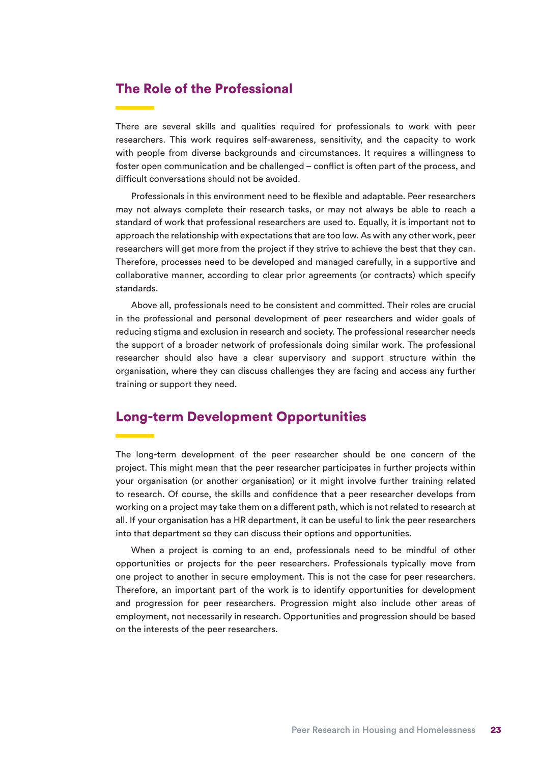## The Role of the Professional

There are several skills and qualities required for professionals to work with peer researchers. This work requires self-awareness, sensitivity, and the capacity to work with people from diverse backgrounds and circumstances. It requires a willingness to foster open communication and be challenged – conflict is often part of the process, and difficult conversations should not be avoided.

Professionals in this environment need to be flexible and adaptable. Peer researchers may not always complete their research tasks, or may not always be able to reach a standard of work that professional researchers are used to. Equally, it is important not to approach the relationship with expectations that are too low. As with any other work, peer researchers will get more from the project if they strive to achieve the best that they can. Therefore, processes need to be developed and managed carefully, in a supportive and collaborative manner, according to clear prior agreements (or contracts) which specify standards.

Above all, professionals need to be consistent and committed. Their roles are crucial in the professional and personal development of peer researchers and wider goals of reducing stigma and exclusion in research and society. The professional researcher needs the support of a broader network of professionals doing similar work. The professional researcher should also have a clear supervisory and support structure within the organisation, where they can discuss challenges they are facing and access any further training or support they need.

## Long-term Development Opportunities

The long-term development of the peer researcher should be one concern of the project. This might mean that the peer researcher participates in further projects within your organisation (or another organisation) or it might involve further training related to research. Of course, the skills and confidence that a peer researcher develops from working on a project may take them on a different path, which is not related to research at all. If your organisation has a HR department, it can be useful to link the peer researchers into that department so they can discuss their options and opportunities.

When a project is coming to an end, professionals need to be mindful of other opportunities or projects for the peer researchers. Professionals typically move from one project to another in secure employment. This is not the case for peer researchers. Therefore, an important part of the work is to identify opportunities for development and progression for peer researchers. Progression might also include other areas of employment, not necessarily in research. Opportunities and progression should be based on the interests of the peer researchers.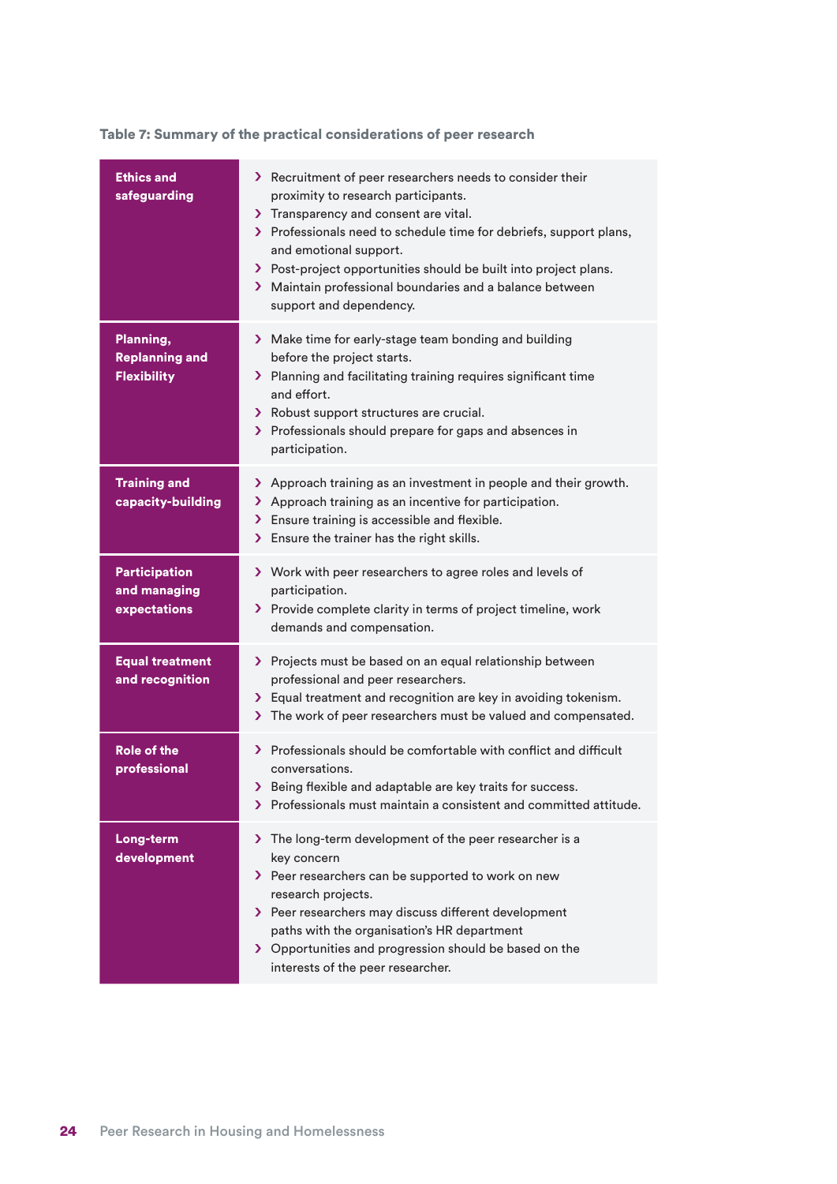**Table 7: Summary of the practical considerations of peer research**

| | |
|---|---|
| **Ethics and safeguarding** | › Recruitment of peer researchers needs to consider their proximity to research participants.<br>› Transparency and consent are vital.<br>› Professionals need to schedule time for debriefs, support plans, and emotional support.<br>› Post-project opportunities should be built into project plans.<br>› Maintain professional boundaries and a balance between support and dependency. |
| **Planning, Replanning and Flexibility** | › Make time for early-stage team bonding and building before the project starts.<br>› Planning and facilitating training requires significant time and effort.<br>› Robust support structures are crucial.<br>› Professionals should prepare for gaps and absences in participation. |
| **Training and capacity-building** | › Approach training as an investment in people and their growth.<br>› Approach training as an incentive for participation.<br>› Ensure training is accessible and flexible.<br>› Ensure the trainer has the right skills. |
| **Participation and managing expectations** | › Work with peer researchers to agree roles and levels of participation.<br>› Provide complete clarity in terms of project timeline, work demands and compensation. |
| **Equal treatment and recognition** | › Projects must be based on an equal relationship between professional and peer researchers.<br>› Equal treatment and recognition are key in avoiding tokenism.<br>› The work of peer researchers must be valued and compensated. |
| **Role of the professional** | › Professionals should be comfortable with conflict and difficult conversations.<br>› Being flexible and adaptable are key traits for success.<br>› Professionals must maintain a consistent and committed attitude. |
| **Long-term development** | › The long-term development of the peer researcher is a key concern<br>› Peer researchers can be supported to work on new research projects.<br>› Peer researchers may discuss different development paths with the organisation's HR department<br>› Opportunities and progression should be based on the interests of the peer researcher. |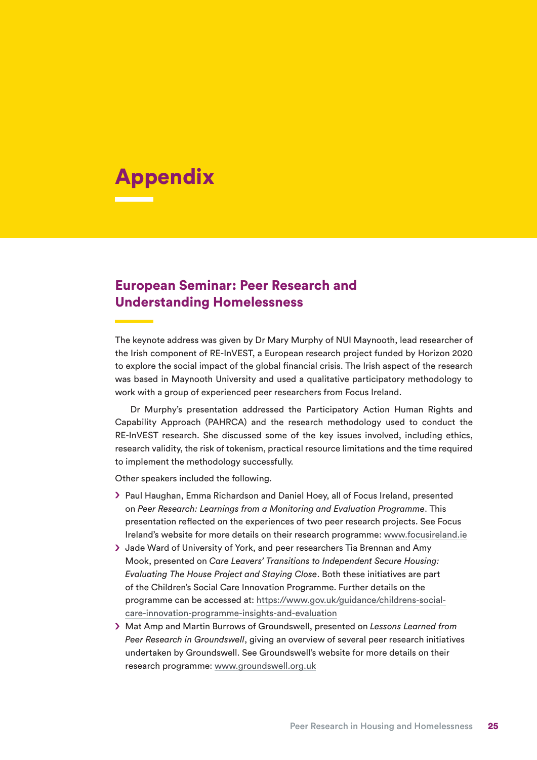# Appendix

## European Seminar: Peer Research and Understanding Homelessness

The keynote address was given by Dr Mary Murphy of NUI Maynooth, lead researcher of the Irish component of RE-InVEST, a European research project funded by Horizon 2020 to explore the social impact of the global financial crisis. The Irish aspect of the research was based in Maynooth University and used a qualitative participatory methodology to work with a group of experienced peer researchers from Focus Ireland.

Dr Murphy's presentation addressed the Participatory Action Human Rights and Capability Approach (PAHRCA) and the research methodology used to conduct the RE-InVEST research. She discussed some of the key issues involved, including ethics, research validity, the risk of tokenism, practical resource limitations and the time required to implement the methodology successfully.

Other speakers included the following.

- Paul Haughan, Emma Richardson and Daniel Hoey, all of Focus Ireland, presented on *Peer Research: Learnings from a Monitoring and Evaluation Programme*. This presentation reflected on the experiences of two peer research projects. See Focus Ireland's website for more details on their research programme: www.focusireland.ie
- Jade Ward of University of York, and peer researchers Tia Brennan and Amy Mook, presented on *Care Leavers' Transitions to Independent Secure Housing: Evaluating The House Project and Staying Close*. Both these initiatives are part of the Children's Social Care Innovation Programme. Further details on the programme can be accessed at: https://www.gov.uk/guidance/childrens-social-care-innovation-programme-insights-and-evaluation
- Mat Amp and Martin Burrows of Groundswell, presented on *Lessons Learned from Peer Research in Groundswell*, giving an overview of several peer research initiatives undertaken by Groundswell. See Groundswell's website for more details on their research programme: www.groundswell.org.uk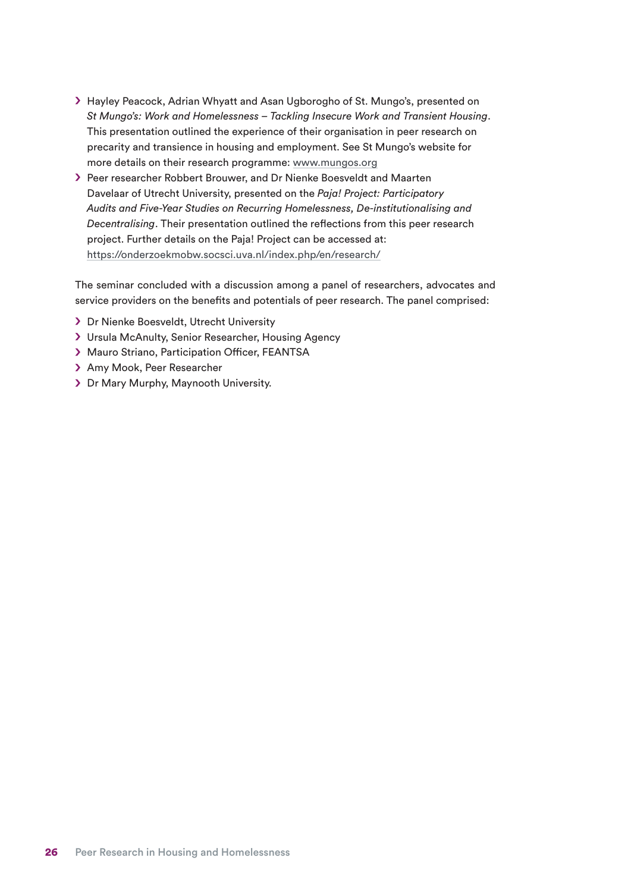- Hayley Peacock, Adrian Whyatt and Asan Ugborogho of St. Mungo's, presented on *St Mungo's: Work and Homelessness – Tackling Insecure Work and Transient Housing*. This presentation outlined the experience of their organisation in peer research on precarity and transience in housing and employment. See St Mungo's website for more details on their research programme: www.mungos.org
- Peer researcher Robbert Brouwer, and Dr Nienke Boesveldt and Maarten Davelaar of Utrecht University, presented on the *Paja! Project: Participatory Audits and Five-Year Studies on Recurring Homelessness, De-institutionalising and Decentralising*. Their presentation outlined the reflections from this peer research project. Further details on the Paja! Project can be accessed at: https://onderzoekmobw.socsci.uva.nl/index.php/en/research/

The seminar concluded with a discussion among a panel of researchers, advocates and service providers on the benefits and potentials of peer research. The panel comprised:

- Dr Nienke Boesveldt, Utrecht University
- Ursula McAnulty, Senior Researcher, Housing Agency
- Mauro Striano, Participation Officer, FEANTSA
- Amy Mook, Peer Researcher
- Dr Mary Murphy, Maynooth University.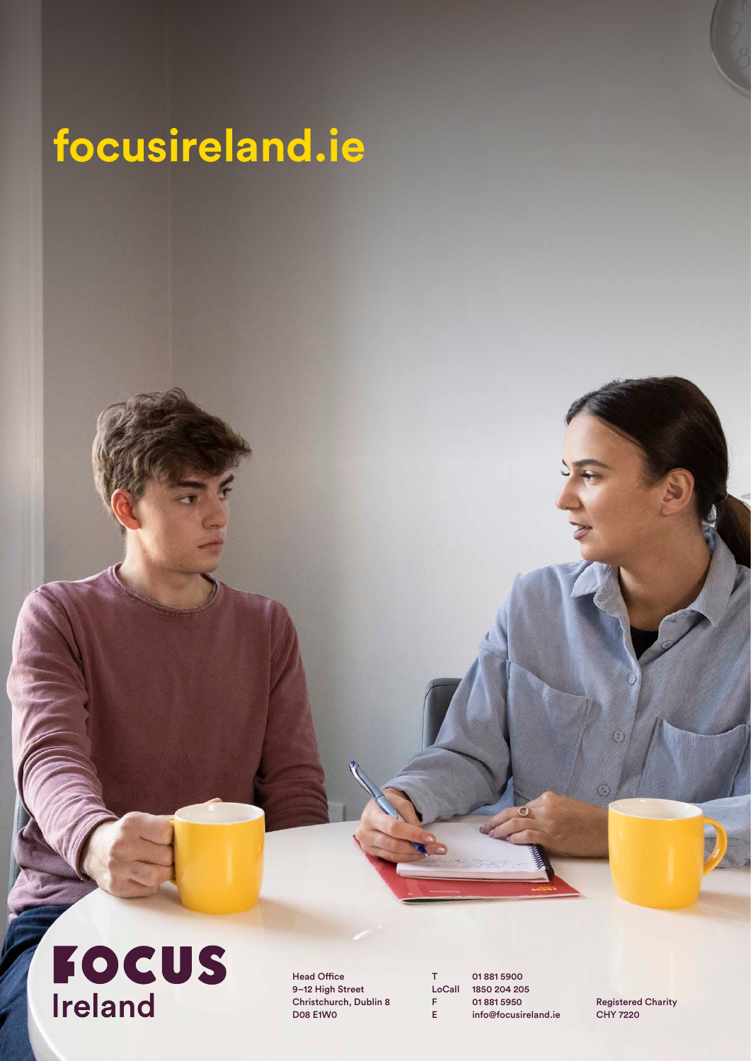# focusireland.ie

FOCUS Ireland

Head Office
9–12 High Street
Christchurch, Dublin 8
D08 E1W0

T 01 881 5900
LoCall 1850 204 205
F 01 881 5950
E info@focusireland.ie

Registered Charity
CHY 7220